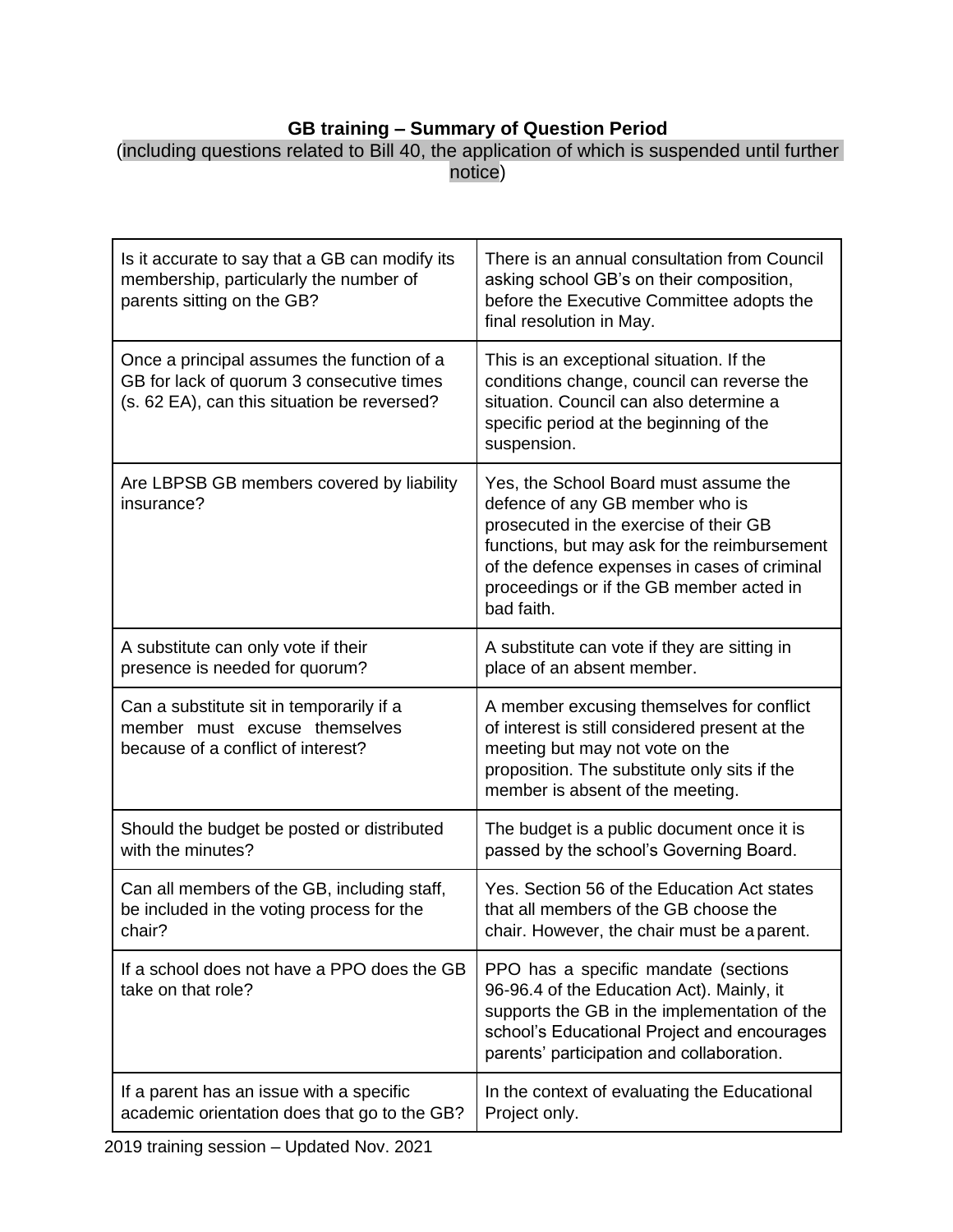**GB training – Summary of Question Period**

(including questions related to Bill 40, the application of which is suspended until further notice)

| Question | Answer |
|---|---|
| Is it accurate to say that a GB can modify its membership, particularly the number of parents sitting on the GB? | There is an annual consultation from Council asking school GB's on their composition, before the Executive Committee adopts the final resolution in May. |
| Once a principal assumes the function of a GB for lack of quorum 3 consecutive times (s. 62 EA), can this situation be reversed? | This is an exceptional situation. If the conditions change, council can reverse the situation. Council can also determine a specific period at the beginning of the suspension. |
| Are LBPSB GB members covered by liability insurance? | Yes, the School Board must assume the defence of any GB member who is prosecuted in the exercise of their GB functions, but may ask for the reimbursement of the defence expenses in cases of criminal proceedings or if the GB member acted in bad faith. |
| A substitute can only vote if their presence is needed for quorum? | A substitute can vote if they are sitting in place of an absent member. |
| Can a substitute sit in temporarily if a member must excuse themselves because of a conflict of interest? | A member excusing themselves for conflict of interest is still considered present at the meeting but may not vote on the proposition. The substitute only sits if the member is absent of the meeting. |
| Should the budget be posted or distributed with the minutes? | The budget is a public document once it is passed by the school's Governing Board. |
| Can all members of the GB, including staff, be included in the voting process for the chair? | Yes. Section 56 of the Education Act states that all members of the GB choose the chair. However, the chair must be a parent. |
| If a school does not have a PPO does the GB take on that role? | PPO has a specific mandate (sections 96-96.4 of the Education Act). Mainly, it supports the GB in the implementation of the school's Educational Project and encourages parents' participation and collaboration. |
| If a parent has an issue with a specific academic orientation does that go to the GB? | In the context of evaluating the Educational Project only. |

2019 training session – Updated Nov. 2021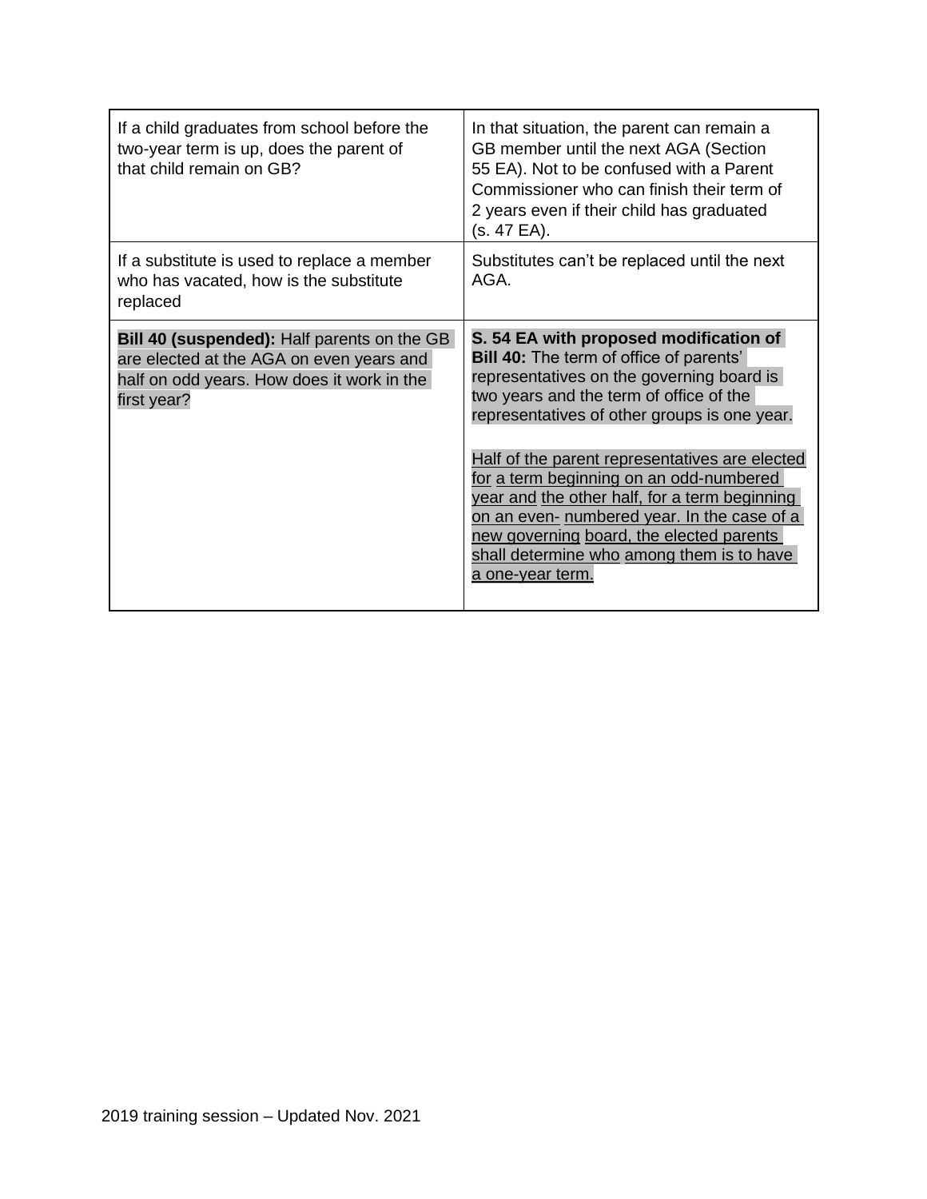| | |
|---|---|
| If a child graduates from school before the two-year term is up, does the parent of that child remain on GB? | In that situation, the parent can remain a GB member until the next AGA (Section 55 EA). Not to be confused with a Parent Commissioner who can finish their term of 2 years even if their child has graduated (s. 47 EA). |
| If a substitute is used to replace a member who has vacated, how is the substitute replaced | Substitutes can't be replaced until the next AGA. |
| **Bill 40 (suspended):** Half parents on the GB are elected at the AGA on even years and half on odd years. How does it work in the first year? | **S. 54 EA with proposed modification of Bill 40:** The term of office of parents' representatives on the governing board is two years and the term of office of the representatives of other groups is one year.<br><br>Half of the parent representatives are elected for a term beginning on an odd-numbered year and the other half, for a term beginning on an even- numbered year. In the case of a new governing board, the elected parents shall determine who among them is to have a one-year term. |

2019 training session – Updated Nov. 2021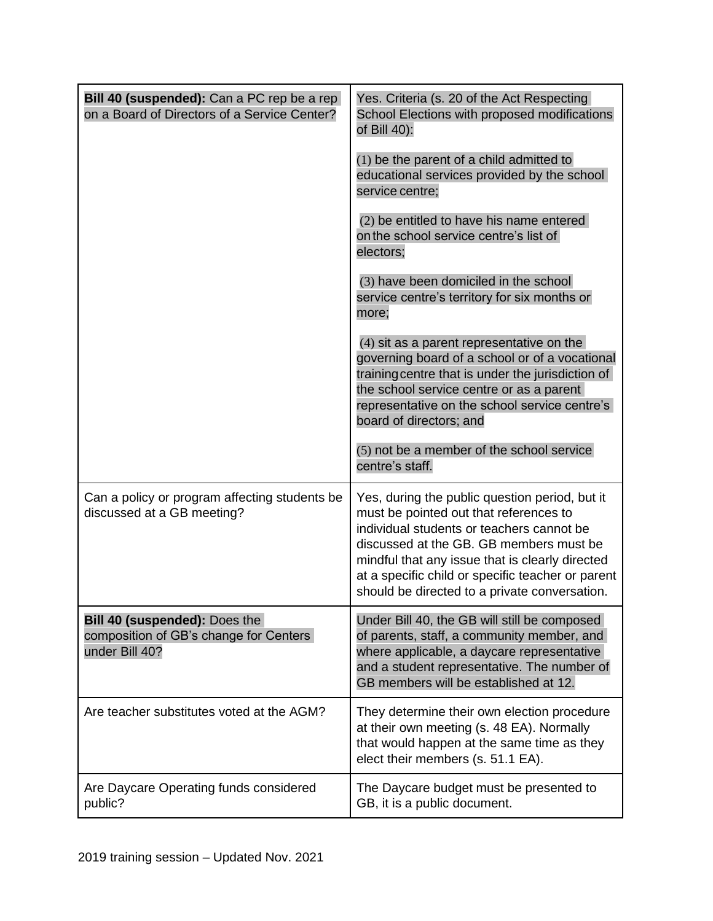| | |
|---|---|
| **Bill 40 (suspended):** Can a PC rep be a rep on a Board of Directors of a Service Center? | Yes. Criteria (s. 20 of the Act Respecting School Elections with proposed modifications of Bill 40):<br><br>(1) be the parent of a child admitted to educational services provided by the school service centre;<br><br>(2) be entitled to have his name entered on the school service centre's list of electors;<br><br>(3) have been domiciled in the school service centre's territory for six months or more;<br><br>(4) sit as a parent representative on the governing board of a school or of a vocational training centre that is under the jurisdiction of the school service centre or as a parent representative on the school service centre's board of directors; and<br><br>(5) not be a member of the school service centre's staff. |
| Can a policy or program affecting students be discussed at a GB meeting? | Yes, during the public question period, but it must be pointed out that references to individual students or teachers cannot be discussed at the GB. GB members must be mindful that any issue that is clearly directed at a specific child or specific teacher or parent should be directed to a private conversation. |
| **Bill 40 (suspended):** Does the composition of GB's change for Centers under Bill 40? | Under Bill 40, the GB will still be composed of parents, staff, a community member, and where applicable, a daycare representative and a student representative. The number of GB members will be established at 12. |
| Are teacher substitutes voted at the AGM? | They determine their own election procedure at their own meeting (s. 48 EA). Normally that would happen at the same time as they elect their members (s. 51.1 EA). |
| Are Daycare Operating funds considered public? | The Daycare budget must be presented to GB, it is a public document. |

2019 training session – Updated Nov. 2021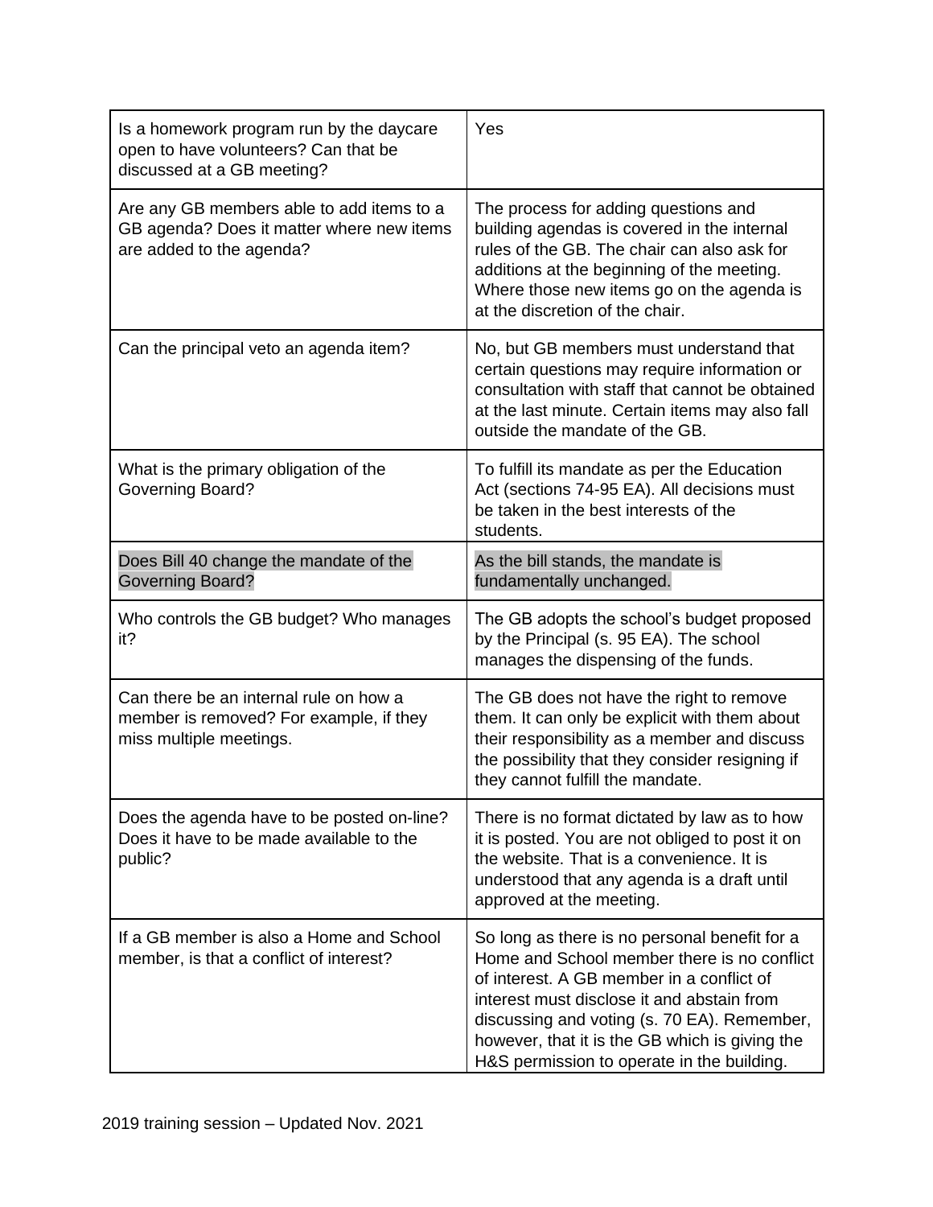| Is a homework program run by the daycare open to have volunteers? Can that be discussed at a GB meeting? | Yes |
| --- | --- |
| Are any GB members able to add items to a GB agenda? Does it matter where new items are added to the agenda? | The process for adding questions and building agendas is covered in the internal rules of the GB. The chair can also ask for additions at the beginning of the meeting. Where those new items go on the agenda is at the discretion of the chair. |
| Can the principal veto an agenda item? | No, but GB members must understand that certain questions may require information or consultation with staff that cannot be obtained at the last minute. Certain items may also fall outside the mandate of the GB. |
| What is the primary obligation of the Governing Board? | To fulfill its mandate as per the Education Act (sections 74-95 EA). All decisions must be taken in the best interests of the students. |
| Does Bill 40 change the mandate of the Governing Board? | As the bill stands, the mandate is fundamentally unchanged. |
| Who controls the GB budget? Who manages it? | The GB adopts the school's budget proposed by the Principal (s. 95 EA). The school manages the dispensing of the funds. |
| Can there be an internal rule on how a member is removed? For example, if they miss multiple meetings. | The GB does not have the right to remove them. It can only be explicit with them about their responsibility as a member and discuss the possibility that they consider resigning if they cannot fulfill the mandate. |
| Does the agenda have to be posted on-line? Does it have to be made available to the public? | There is no format dictated by law as to how it is posted. You are not obliged to post it on the website. That is a convenience. It is understood that any agenda is a draft until approved at the meeting. |
| If a GB member is also a Home and School member, is that a conflict of interest? | So long as there is no personal benefit for a Home and School member there is no conflict of interest. A GB member in a conflict of interest must disclose it and abstain from discussing and voting (s. 70 EA). Remember, however, that it is the GB which is giving the H&S permission to operate in the building. |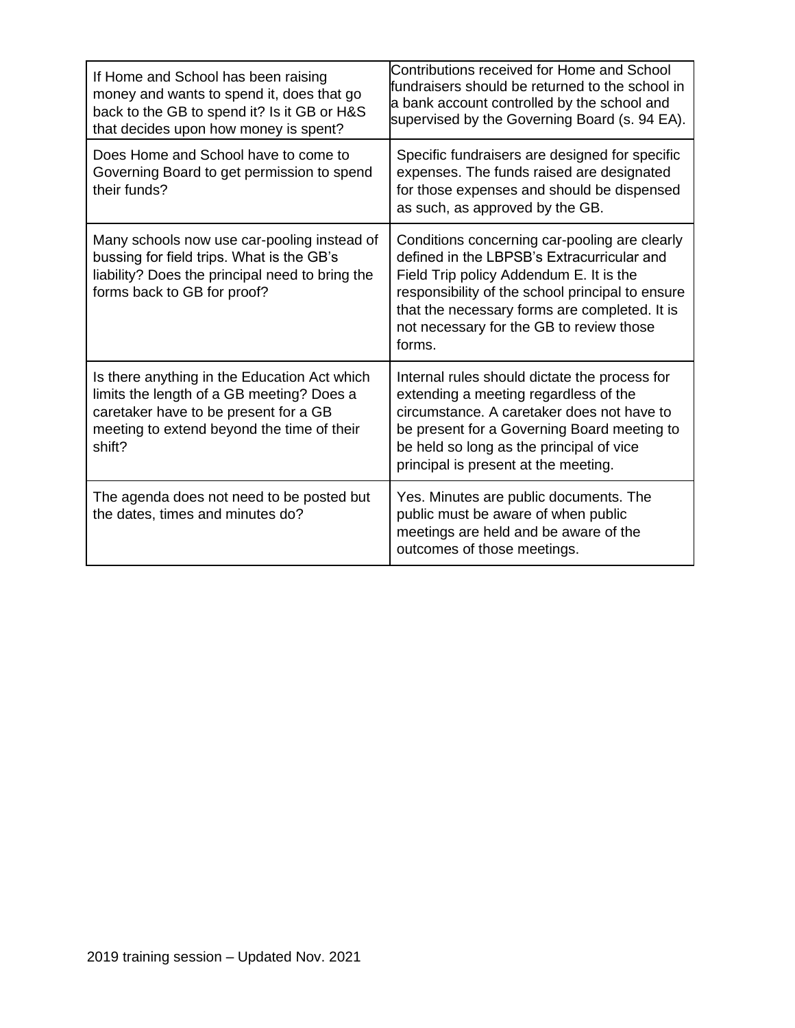| | |
|---|---|
| If Home and School has been raising money and wants to spend it, does that go back to the GB to spend it? Is it GB or H&S that decides upon how money is spent? | Contributions received for Home and School fundraisers should be returned to the school in a bank account controlled by the school and supervised by the Governing Board (s. 94 EA). |
| Does Home and School have to come to Governing Board to get permission to spend their funds? | Specific fundraisers are designed for specific expenses. The funds raised are designated for those expenses and should be dispensed as such, as approved by the GB. |
| Many schools now use car-pooling instead of bussing for field trips. What is the GB's liability? Does the principal need to bring the forms back to GB for proof? | Conditions concerning car-pooling are clearly defined in the LBPSB's Extracurricular and Field Trip policy Addendum E. It is the responsibility of the school principal to ensure that the necessary forms are completed. It is not necessary for the GB to review those forms. |
| Is there anything in the Education Act which limits the length of a GB meeting? Does a caretaker have to be present for a GB meeting to extend beyond the time of their shift? | Internal rules should dictate the process for extending a meeting regardless of the circumstance. A caretaker does not have to be present for a Governing Board meeting to be held so long as the principal of vice principal is present at the meeting. |
| The agenda does not need to be posted but the dates, times and minutes do? | Yes. Minutes are public documents. The public must be aware of when public meetings are held and be aware of the outcomes of those meetings. |

2019 training session – Updated Nov. 2021